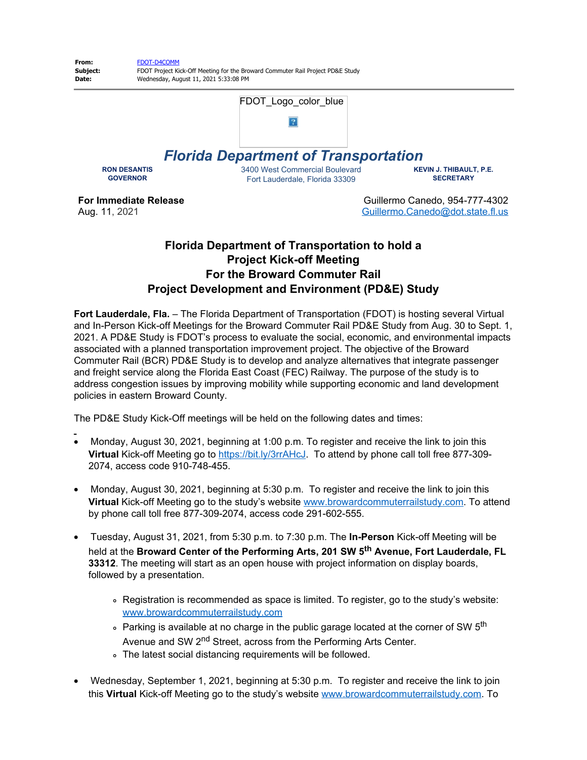**From:** FDOT-D4COMM
**Subject:** FDOT Project Kick-Off Meeting for the Broward Commuter Rail Project PD&E Study
**Date:** Wednesday, August 11, 2021 5:33:08 PM

FDOT_Logo_color_blue

# Florida Department of Transportation

**RON DESANTIS**
**GOVERNOR**

3400 West Commercial Boulevard
Fort Lauderdale, Florida 33309

**KEVIN J. THIBAULT, P.E.**
**SECRETARY**

**For Immediate Release**
Aug. 11, 2021

Guillermo Canedo, 954-777-4302
Guillermo.Canedo@dot.state.fl.us

## Florida Department of Transportation to hold a Project Kick-off Meeting For the Broward Commuter Rail Project Development and Environment (PD&E) Study

**Fort Lauderdale, Fla.** – The Florida Department of Transportation (FDOT) is hosting several Virtual and In-Person Kick-off Meetings for the Broward Commuter Rail PD&E Study from Aug. 30 to Sept. 1, 2021. A PD&E Study is FDOT's process to evaluate the social, economic, and environmental impacts associated with a planned transportation improvement project. The objective of the Broward Commuter Rail (BCR) PD&E Study is to develop and analyze alternatives that integrate passenger and freight service along the Florida East Coast (FEC) Railway. The purpose of the study is to address congestion issues by improving mobility while supporting economic and land development policies in eastern Broward County.

The PD&E Study Kick-Off meetings will be held on the following dates and times:

- Monday, August 30, 2021, beginning at 1:00 p.m. To register and receive the link to join this **Virtual** Kick-off Meeting go to https://bit.ly/3rrAHcJ. To attend by phone call toll free 877-309-2074, access code 910-748-455.

- Monday, August 30, 2021, beginning at 5:30 p.m. To register and receive the link to join this **Virtual** Kick-off Meeting go to the study's website www.browardcommuterrailstudy.com. To attend by phone call toll free 877-309-2074, access code 291-602-555.

- Tuesday, August 31, 2021, from 5:30 p.m. to 7:30 p.m. The **In-Person** Kick-off Meeting will be held at the **Broward Center of the Performing Arts, 201 SW 5th Avenue, Fort Lauderdale, FL 33312**. The meeting will start as an open house with project information on display boards, followed by a presentation.
  - Registration is recommended as space is limited. To register, go to the study's website: www.browardcommuterrailstudy.com
  - Parking is available at no charge in the public garage located at the corner of SW 5th Avenue and SW 2nd Street, across from the Performing Arts Center.
  - The latest social distancing requirements will be followed.

- Wednesday, September 1, 2021, beginning at 5:30 p.m. To register and receive the link to join this **Virtual** Kick-off Meeting go to the study's website www.browardcommuterrailstudy.com. To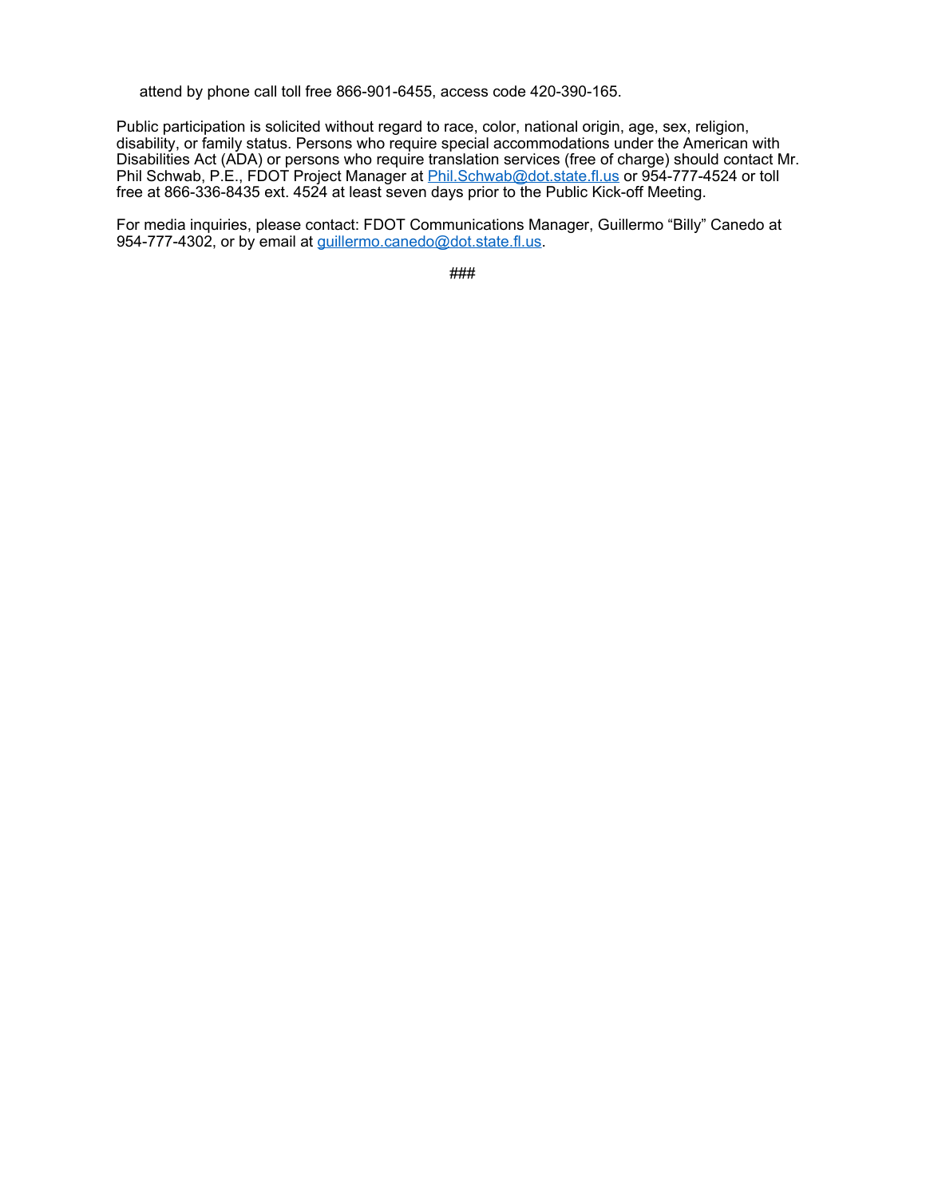attend by phone call toll free 866-901-6455, access code 420-390-165.

Public participation is solicited without regard to race, color, national origin, age, sex, religion, disability, or family status. Persons who require special accommodations under the American with Disabilities Act (ADA) or persons who require translation services (free of charge) should contact Mr. Phil Schwab, P.E., FDOT Project Manager at Phil.Schwab@dot.state.fl.us or 954-777-4524 or toll free at 866-336-8435 ext. 4524 at least seven days prior to the Public Kick-off Meeting.

For media inquiries, please contact: FDOT Communications Manager, Guillermo “Billy” Canedo at 954-777-4302, or by email at guillermo.canedo@dot.state.fl.us.

###